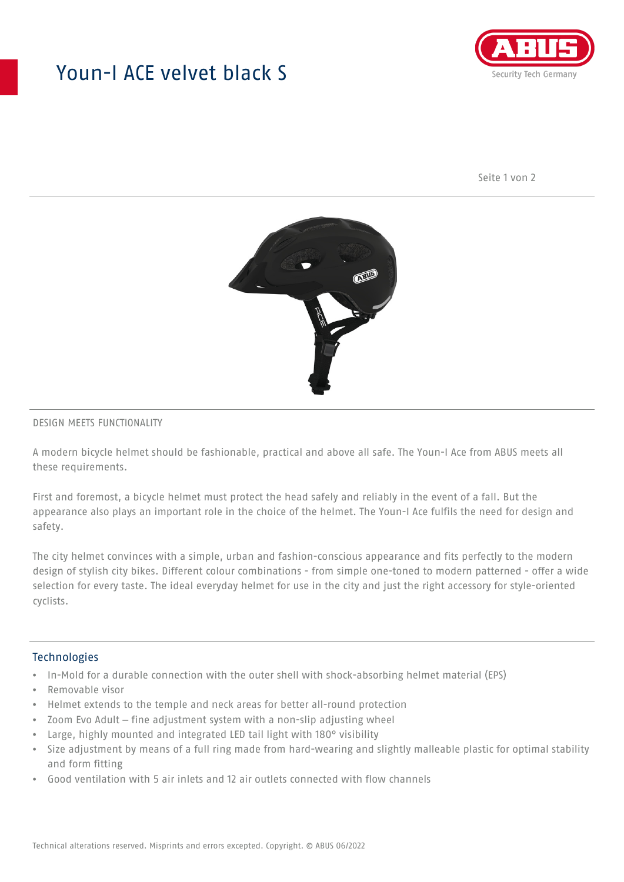# Youn-I ACE velvet black S

DESIGN MEETS FUNCTIONALITY

A modern bicycle helmet should be fashionable, practical and above all safe. The Youn-I Ace from ABUS meets all these requirements.

First and foremost, a bicycle helmet must protect the head safely and reliably in the event of a fall. But the appearance also plays an important role in the choice of the helmet. The Youn-I Ace fulfils the need for design and safety.

The city helmet convinces with a simple, urban and fashion-conscious appearance and fits perfectly to the modern design of stylish city bikes. Different colour combinations - from simple one-toned to modern patterned - offer a wide selection for every taste. The ideal everyday helmet for use in the city and just the right accessory for style-oriented cyclists.

## Technologies

- In-Mold for a durable connection with the outer shell with shock-absorbing helmet material (EPS)
- Removable visor
- Helmet extends to the temple and neck areas for better all-round protection
- Zoom Evo Adult – fine adjustment system with a non-slip adjusting wheel
- Large, highly mounted and integrated LED tail light with 180° visibility
- Size adjustment by means of a full ring made from hard-wearing and slightly malleable plastic for optimal stability and form fitting
- Good ventilation with 5 air inlets and 12 air outlets connected with flow channels

Technical alterations reserved. Misprints and errors excepted. Copyright. © ABUS 06/2022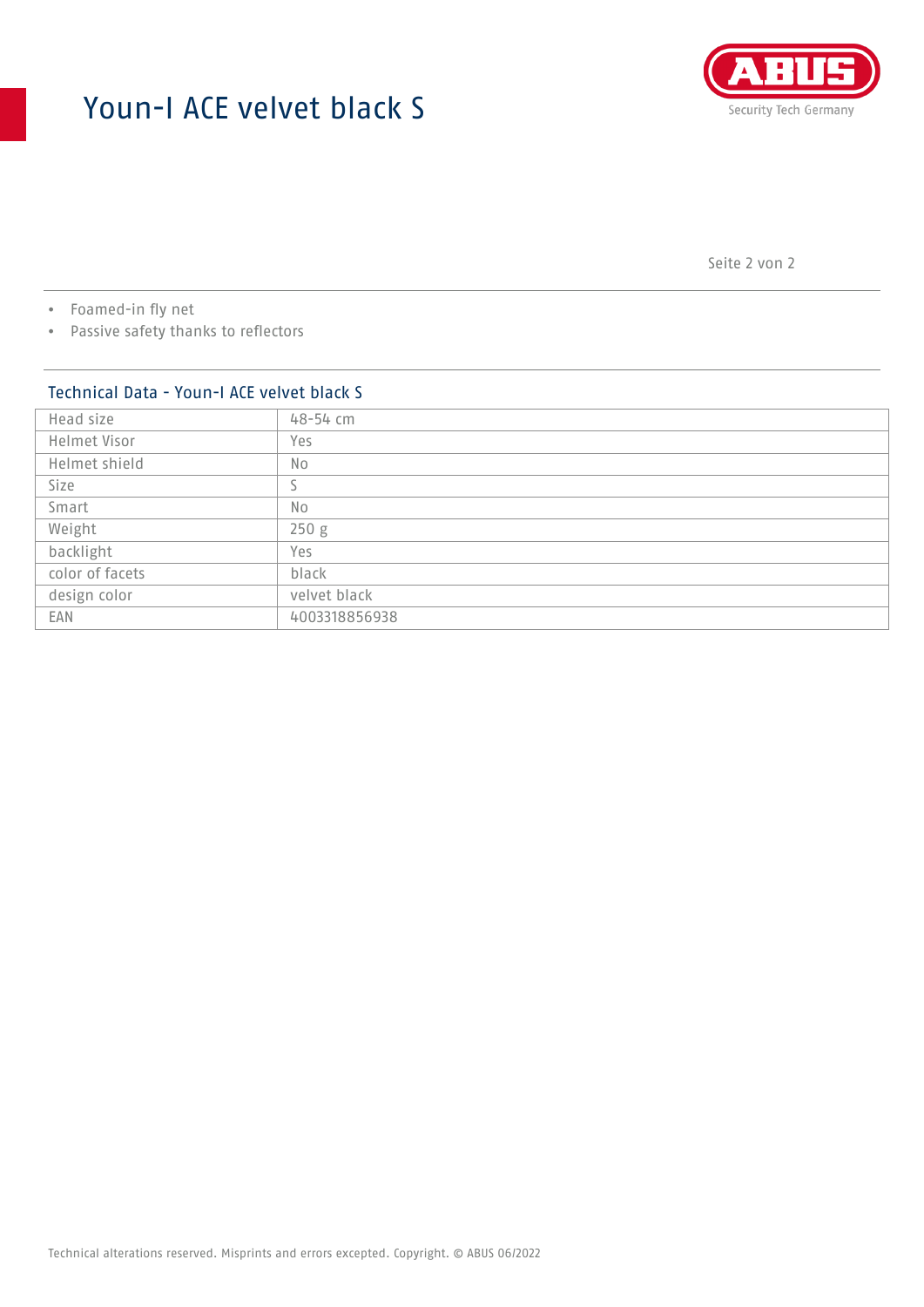# Youn-I ACE velvet black S

- Foamed-in fly net
- Passive safety thanks to reflectors

## Technical Data - Youn-I ACE velvet black S

| | |
|---|---|
| Head size | 48-54 cm |
| Helmet Visor | Yes |
| Helmet shield | No |
| Size | S |
| Smart | No |
| Weight | 250 g |
| backlight | Yes |
| color of facets | black |
| design color | velvet black |
| EAN | 4003318856938 |

Technical alterations reserved. Misprints and errors excepted. Copyright. © ABUS 06/2022